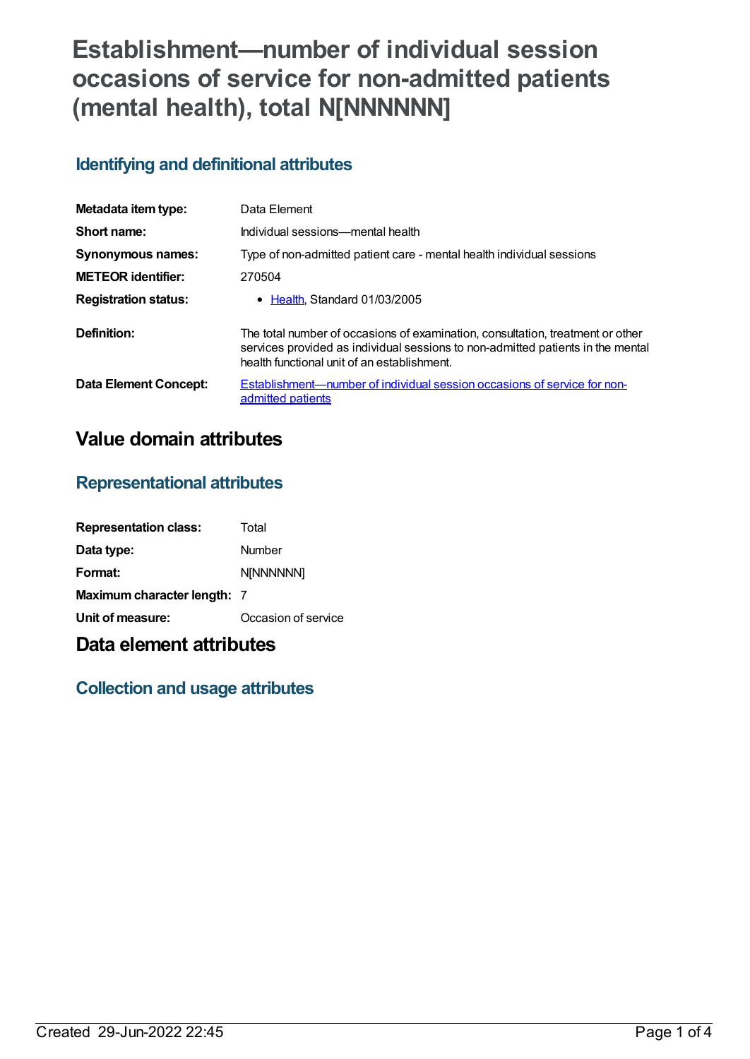# Establishment—number of individual session occasions of service for non-admitted patients (mental health), total N[NNNNNN]

## Identifying and definitional attributes

| | |
|---|---|
| **Metadata item type:** | Data Element |
| **Short name:** | Individual sessions—mental health |
| **Synonymous names:** | Type of non-admitted patient care - mental health individual sessions |
| **METEOR identifier:** | 270504 |
| **Registration status:** | • Health, Standard 01/03/2005 |
| **Definition:** | The total number of occasions of examination, consultation, treatment or other services provided as individual sessions to non-admitted patients in the mental health functional unit of an establishment. |
| **Data Element Concept:** | Establishment—number of individual session occasions of service for non-admitted patients |

# Value domain attributes

## Representational attributes

| | |
|---|---|
| **Representation class:** | Total |
| **Data type:** | Number |
| **Format:** | N[NNNNNN] |
| **Maximum character length:** | 7 |
| **Unit of measure:** | Occasion of service |

# Data element attributes

## Collection and usage attributes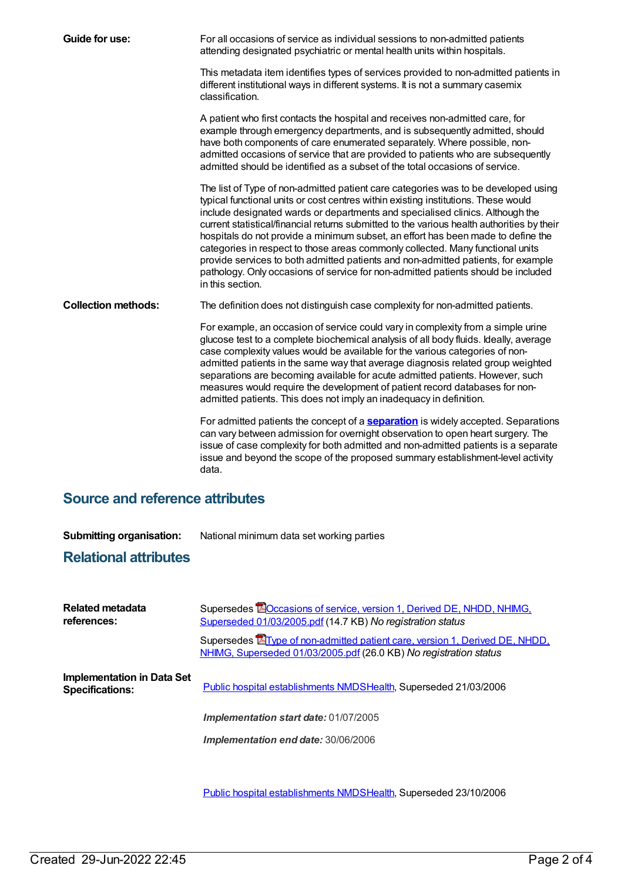**Guide for use:**

For all occasions of service as individual sessions to non-admitted patients attending designated psychiatric or mental health units within hospitals.

This metadata item identifies types of services provided to non-admitted patients in different institutional ways in different systems. It is not a summary casemix classification.

A patient who first contacts the hospital and receives non-admitted care, for example through emergency departments, and is subsequently admitted, should have both components of care enumerated separately. Where possible, non-admitted occasions of service that are provided to patients who are subsequently admitted should be identified as a subset of the total occasions of service.

The list of Type of non-admitted patient care categories was to be developed using typical functional units or cost centres within existing institutions. These would include designated wards or departments and specialised clinics. Although the current statistical/financial returns submitted to the various health authorities by their hospitals do not provide a minimum subset, an effort has been made to define the categories in respect to those areas commonly collected. Many functional units provide services to both admitted patients and non-admitted patients, for example pathology. Only occasions of service for non-admitted patients should be included in this section.

**Collection methods:**

The definition does not distinguish case complexity for non-admitted patients.

For example, an occasion of service could vary in complexity from a simple urine glucose test to a complete biochemical analysis of all body fluids. Ideally, average case complexity values would be available for the various categories of non-admitted patients in the same way that average diagnosis related group weighted separations are becoming available for acute admitted patients. However, such measures would require the development of patient record databases for non-admitted patients. This does not imply an inadequacy in definition.

For admitted patients the concept of a **separation** is widely accepted. Separations can vary between admission for overnight observation to open heart surgery. The issue of case complexity for both admitted and non-admitted patients is a separate issue and beyond the scope of the proposed summary establishment-level activity data.

## Source and reference attributes

**Submitting organisation:** National minimum data set working parties

## Relational attributes

**Related metadata references:**

Supersedes Occasions of service, version 1, Derived DE, NHDD, NHIMG, Superseded 01/03/2005.pdf (14.7 KB) *No registration status*

Supersedes Type of non-admitted patient care, version 1, Derived DE, NHDD, NHIMG, Superseded 01/03/2005.pdf (26.0 KB) *No registration status*

**Implementation in Data Set Specifications:**

Public hospital establishments NMDSHealth, Superseded 21/03/2006

***Implementation start date:*** 01/07/2005

***Implementation end date:*** 30/06/2006

Public hospital establishments NMDSHealth, Superseded 23/10/2006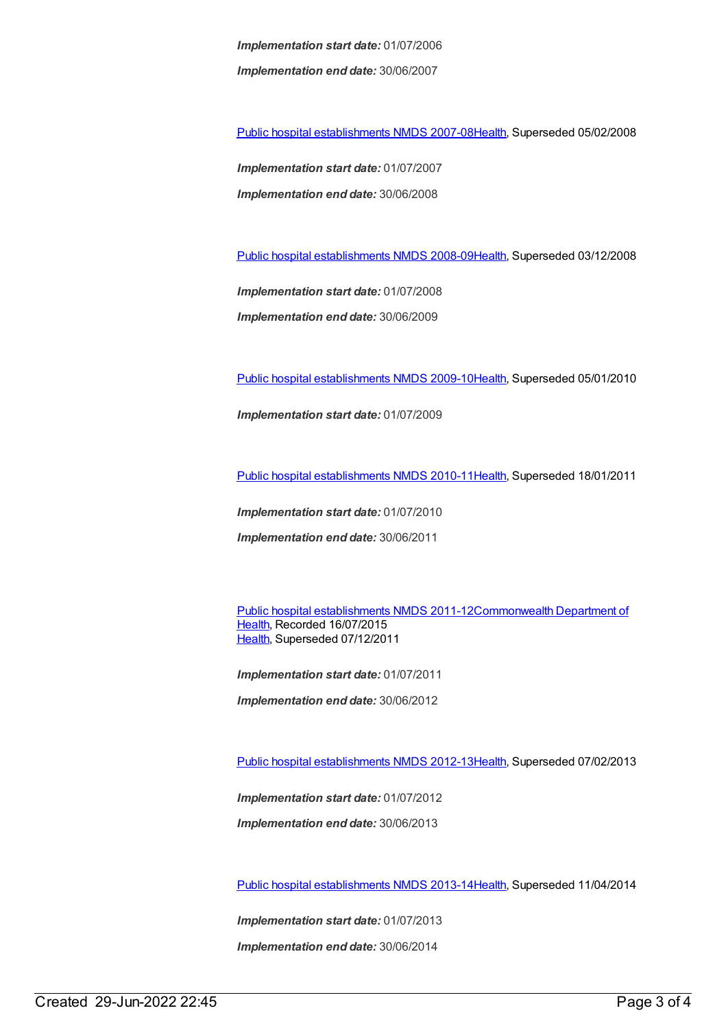***Implementation start date:*** 01/07/2006

***Implementation end date:*** 30/06/2007

[Public hospital establishments NMDS 2007-08Health](), Superseded 05/02/2008

***Implementation start date:*** 01/07/2007

***Implementation end date:*** 30/06/2008

[Public hospital establishments NMDS 2008-09Health](), Superseded 03/12/2008

***Implementation start date:*** 01/07/2008

***Implementation end date:*** 30/06/2009

[Public hospital establishments NMDS 2009-10Health](), Superseded 05/01/2010

***Implementation start date:*** 01/07/2009

[Public hospital establishments NMDS 2010-11Health](), Superseded 18/01/2011

***Implementation start date:*** 01/07/2010

***Implementation end date:*** 30/06/2011

[Public hospital establishments NMDS 2011-12Commonwealth Department of Health](), Recorded 16/07/2015
[Health](), Superseded 07/12/2011

***Implementation start date:*** 01/07/2011

***Implementation end date:*** 30/06/2012

[Public hospital establishments NMDS 2012-13Health](), Superseded 07/02/2013

***Implementation start date:*** 01/07/2012

***Implementation end date:*** 30/06/2013

[Public hospital establishments NMDS 2013-14Health](), Superseded 11/04/2014

***Implementation start date:*** 01/07/2013

***Implementation end date:*** 30/06/2014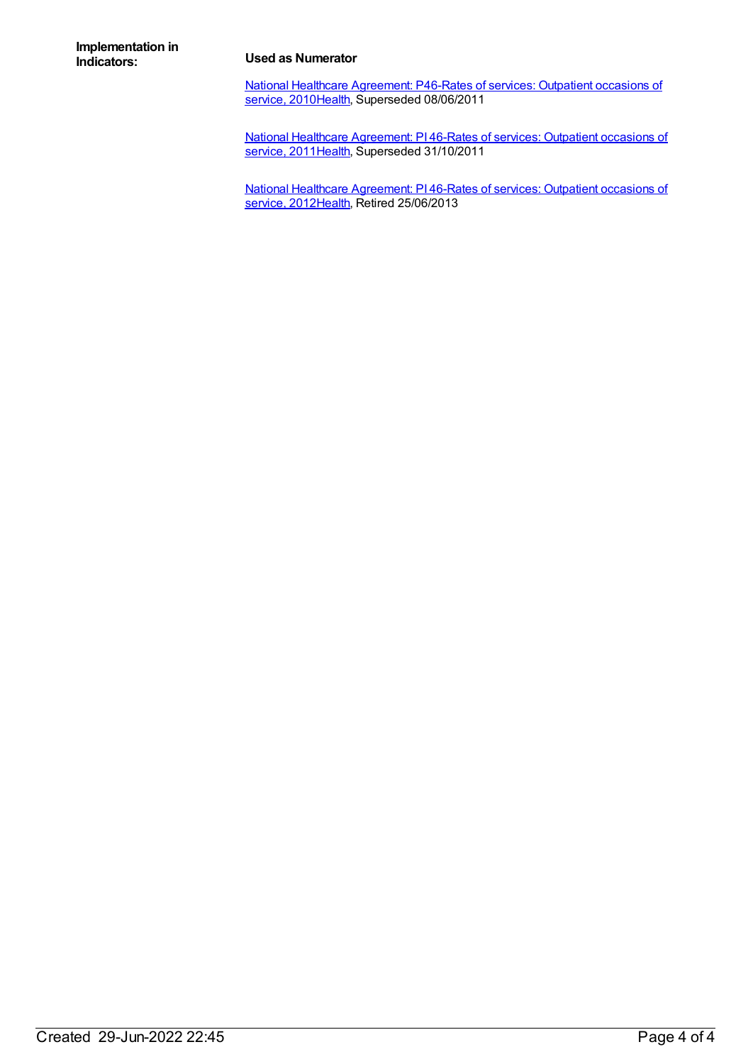**Implementation in Indicators:**

**Used as Numerator**

National Healthcare Agreement: P46-Rates of services: Outpatient occasions of service, 2010Health, Superseded 08/06/2011

National Healthcare Agreement: PI 46-Rates of services: Outpatient occasions of service, 2011Health, Superseded 31/10/2011

National Healthcare Agreement: PI 46-Rates of services: Outpatient occasions of service, 2012Health, Retired 25/06/2013